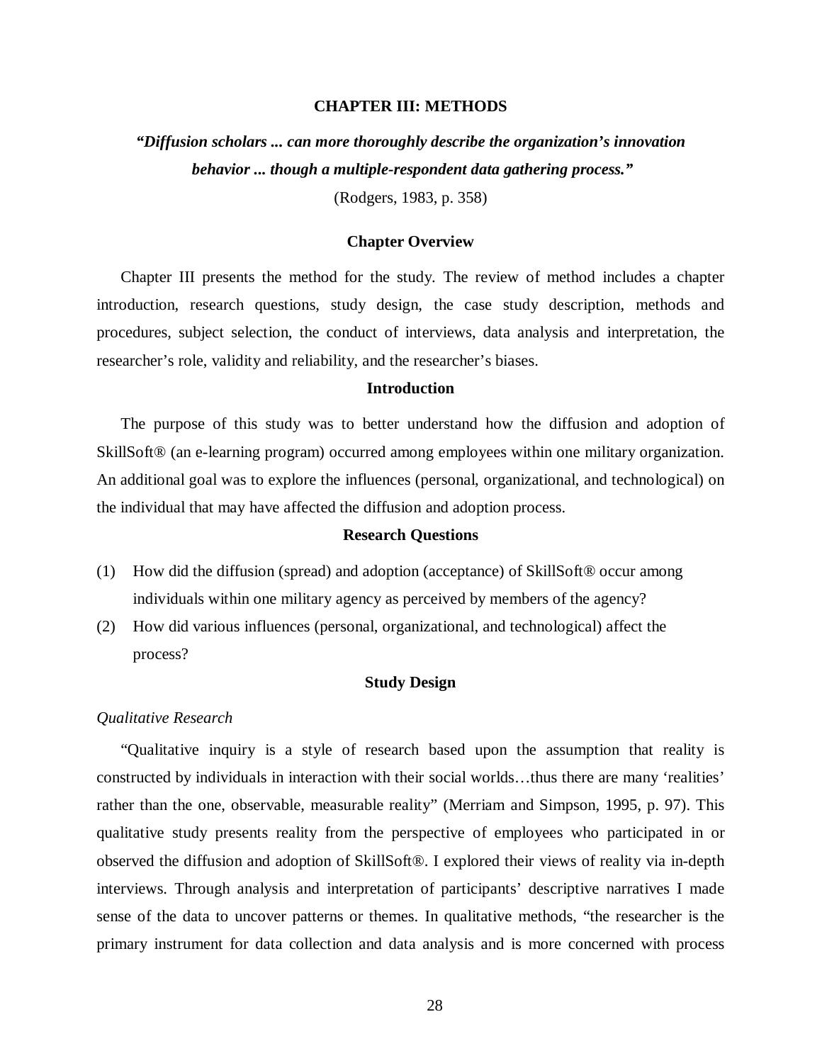# CHAPTER III: METHODS

***"Diffusion scholars ... can more thoroughly describe the organization's innovation behavior ... though a multiple-respondent data gathering process."***

(Rodgers, 1983, p. 358)

## Chapter Overview

Chapter III presents the method for the study. The review of method includes a chapter introduction, research questions, study design, the case study description, methods and procedures, subject selection, the conduct of interviews, data analysis and interpretation, the researcher's role, validity and reliability, and the researcher's biases.

## Introduction

The purpose of this study was to better understand how the diffusion and adoption of SkillSoft® (an e-learning program) occurred among employees within one military organization. An additional goal was to explore the influences (personal, organizational, and technological) on the individual that may have affected the diffusion and adoption process.

## Research Questions

(1) How did the diffusion (spread) and adoption (acceptance) of SkillSoft® occur among individuals within one military agency as perceived by members of the agency?

(2) How did various influences (personal, organizational, and technological) affect the process?

## Study Design

### *Qualitative Research*

"Qualitative inquiry is a style of research based upon the assumption that reality is constructed by individuals in interaction with their social worlds…thus there are many 'realities' rather than the one, observable, measurable reality" (Merriam and Simpson, 1995, p. 97). This qualitative study presents reality from the perspective of employees who participated in or observed the diffusion and adoption of SkillSoft®. I explored their views of reality via in-depth interviews. Through analysis and interpretation of participants' descriptive narratives I made sense of the data to uncover patterns or themes. In qualitative methods, "the researcher is the primary instrument for data collection and data analysis and is more concerned with process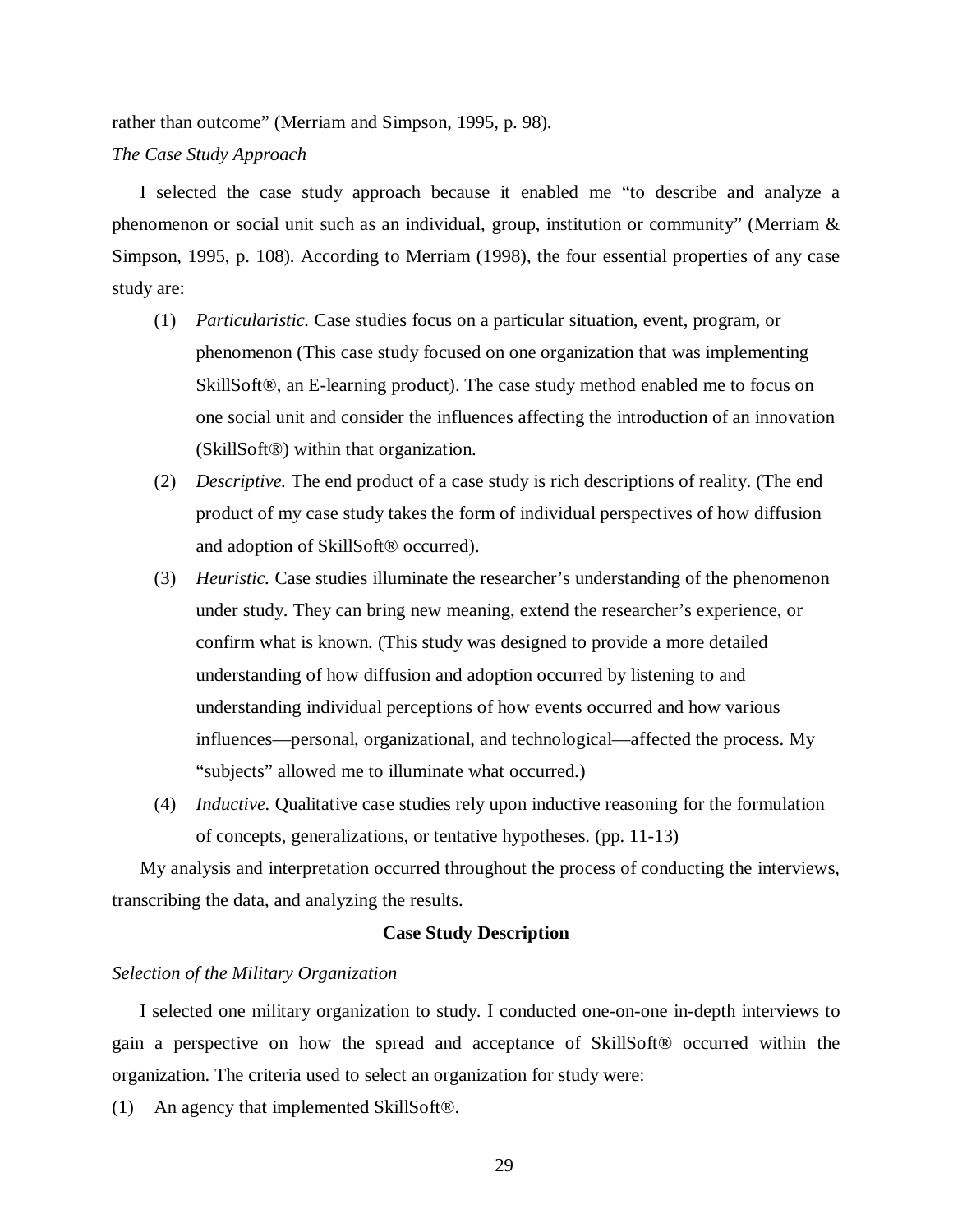rather than outcome" (Merriam and Simpson, 1995, p. 98).

*The Case Study Approach*

I selected the case study approach because it enabled me "to describe and analyze a phenomenon or social unit such as an individual, group, institution or community" (Merriam & Simpson, 1995, p. 108). According to Merriam (1998), the four essential properties of any case study are:

(1) *Particularistic.* Case studies focus on a particular situation, event, program, or phenomenon (This case study focused on one organization that was implementing SkillSoft®, an E-learning product). The case study method enabled me to focus on one social unit and consider the influences affecting the introduction of an innovation (SkillSoft®) within that organization.

(2) *Descriptive.* The end product of a case study is rich descriptions of reality. (The end product of my case study takes the form of individual perspectives of how diffusion and adoption of SkillSoft® occurred).

(3) *Heuristic.* Case studies illuminate the researcher's understanding of the phenomenon under study. They can bring new meaning, extend the researcher's experience, or confirm what is known. (This study was designed to provide a more detailed understanding of how diffusion and adoption occurred by listening to and understanding individual perceptions of how events occurred and how various influences—personal, organizational, and technological—affected the process. My "subjects" allowed me to illuminate what occurred.)

(4) *Inductive.* Qualitative case studies rely upon inductive reasoning for the formulation of concepts, generalizations, or tentative hypotheses. (pp. 11-13)

My analysis and interpretation occurred throughout the process of conducting the interviews, transcribing the data, and analyzing the results.

## Case Study Description

*Selection of the Military Organization*

I selected one military organization to study. I conducted one-on-one in-depth interviews to gain a perspective on how the spread and acceptance of SkillSoft® occurred within the organization. The criteria used to select an organization for study were:

(1) An agency that implemented SkillSoft®.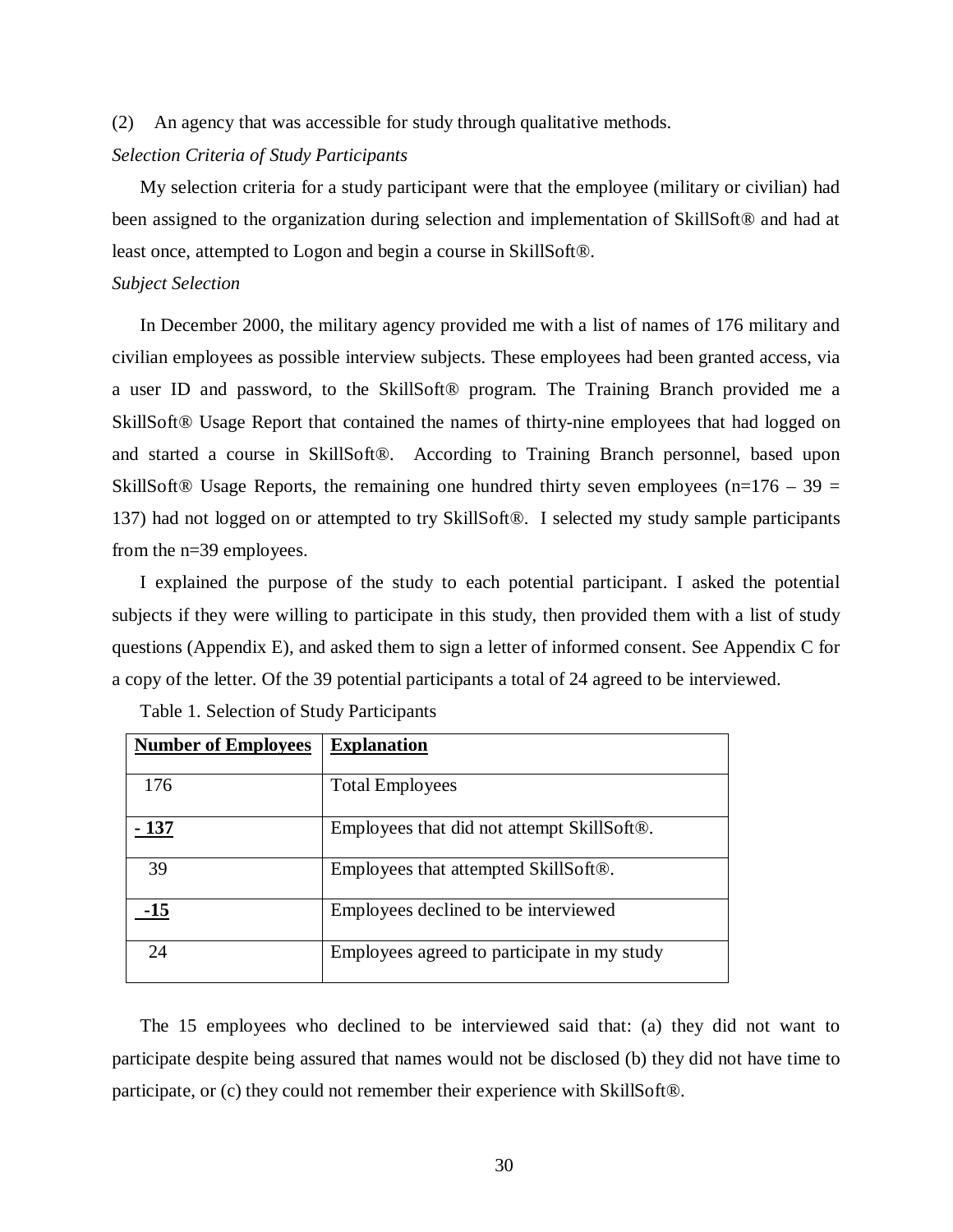(2) An agency that was accessible for study through qualitative methods.

*Selection Criteria of Study Participants*

My selection criteria for a study participant were that the employee (military or civilian) had been assigned to the organization during selection and implementation of SkillSoft® and had at least once, attempted to Logon and begin a course in SkillSoft®.

*Subject Selection*

In December 2000, the military agency provided me with a list of names of 176 military and civilian employees as possible interview subjects. These employees had been granted access, via a user ID and password, to the SkillSoft® program. The Training Branch provided me a SkillSoft® Usage Report that contained the names of thirty-nine employees that had logged on and started a course in SkillSoft®. According to Training Branch personnel, based upon SkillSoft® Usage Reports, the remaining one hundred thirty seven employees ($n=176 - 39 = 137$) had not logged on or attempted to try SkillSoft®. I selected my study sample participants from the $n=39$ employees.

I explained the purpose of the study to each potential participant. I asked the potential subjects if they were willing to participate in this study, then provided them with a list of study questions (Appendix E), and asked them to sign a letter of informed consent. See Appendix C for a copy of the letter. Of the 39 potential participants a total of 24 agreed to be interviewed.

Table 1. Selection of Study Participants

| Number of Employees | Explanation |
|---|---|
| 176 | Total Employees |
| - 137 | Employees that did not attempt SkillSoft®. |
| 39 | Employees that attempted SkillSoft®. |
| -15 | Employees declined to be interviewed |
| 24 | Employees agreed to participate in my study |

The 15 employees who declined to be interviewed said that: (a) they did not want to participate despite being assured that names would not be disclosed (b) they did not have time to participate, or (c) they could not remember their experience with SkillSoft®.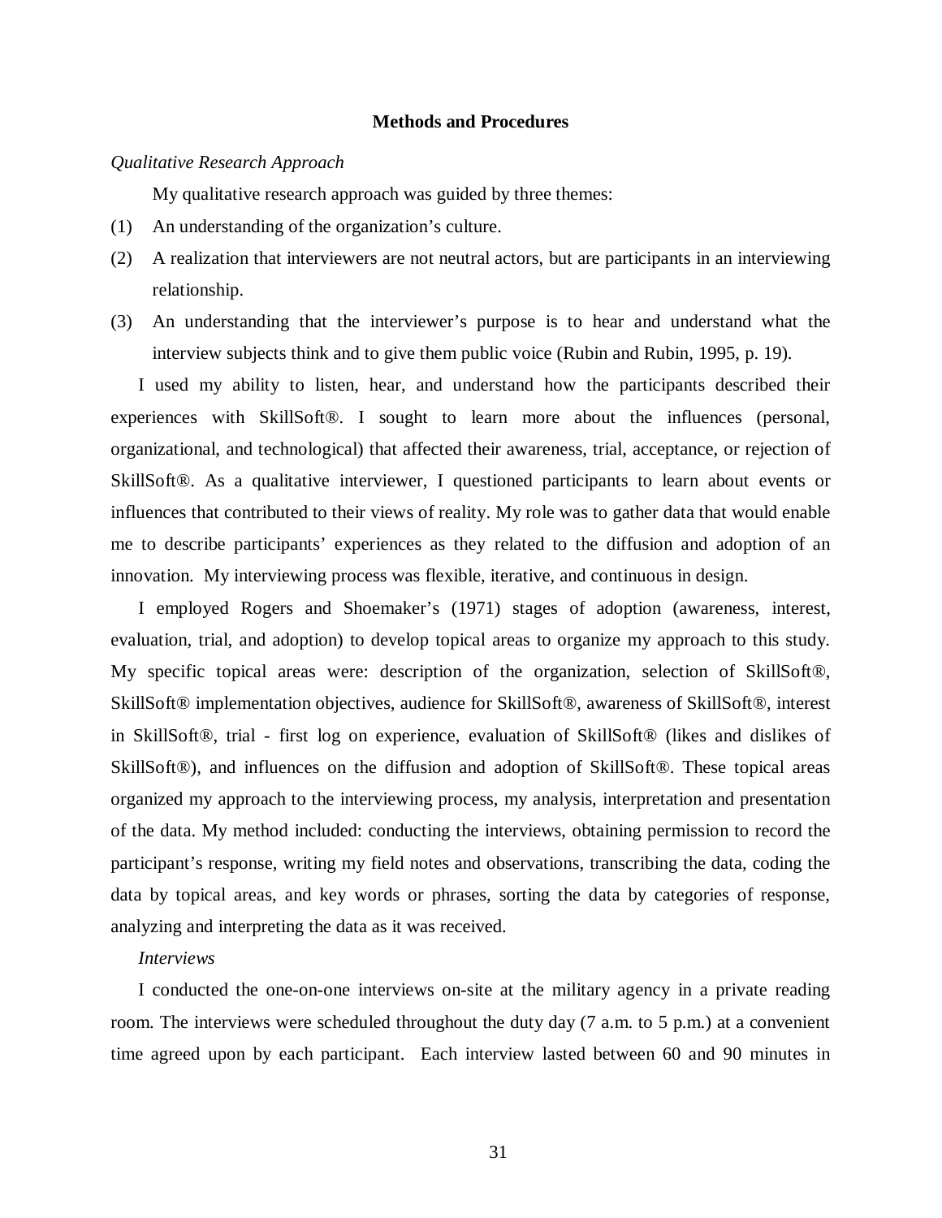## Methods and Procedures

*Qualitative Research Approach*

My qualitative research approach was guided by three themes:

(1) An understanding of the organization's culture.

(2) A realization that interviewers are not neutral actors, but are participants in an interviewing relationship.

(3) An understanding that the interviewer's purpose is to hear and understand what the interview subjects think and to give them public voice (Rubin and Rubin, 1995, p. 19).

I used my ability to listen, hear, and understand how the participants described their experiences with SkillSoft®. I sought to learn more about the influences (personal, organizational, and technological) that affected their awareness, trial, acceptance, or rejection of SkillSoft®. As a qualitative interviewer, I questioned participants to learn about events or influences that contributed to their views of reality. My role was to gather data that would enable me to describe participants' experiences as they related to the diffusion and adoption of an innovation. My interviewing process was flexible, iterative, and continuous in design.

I employed Rogers and Shoemaker's (1971) stages of adoption (awareness, interest, evaluation, trial, and adoption) to develop topical areas to organize my approach to this study. My specific topical areas were: description of the organization, selection of SkillSoft®, SkillSoft® implementation objectives, audience for SkillSoft®, awareness of SkillSoft®, interest in SkillSoft®, trial - first log on experience, evaluation of SkillSoft® (likes and dislikes of SkillSoft®), and influences on the diffusion and adoption of SkillSoft®. These topical areas organized my approach to the interviewing process, my analysis, interpretation and presentation of the data. My method included: conducting the interviews, obtaining permission to record the participant's response, writing my field notes and observations, transcribing the data, coding the data by topical areas, and key words or phrases, sorting the data by categories of response, analyzing and interpreting the data as it was received.

*Interviews*

I conducted the one-on-one interviews on-site at the military agency in a private reading room. The interviews were scheduled throughout the duty day (7 a.m. to 5 p.m.) at a convenient time agreed upon by each participant. Each interview lasted between 60 and 90 minutes in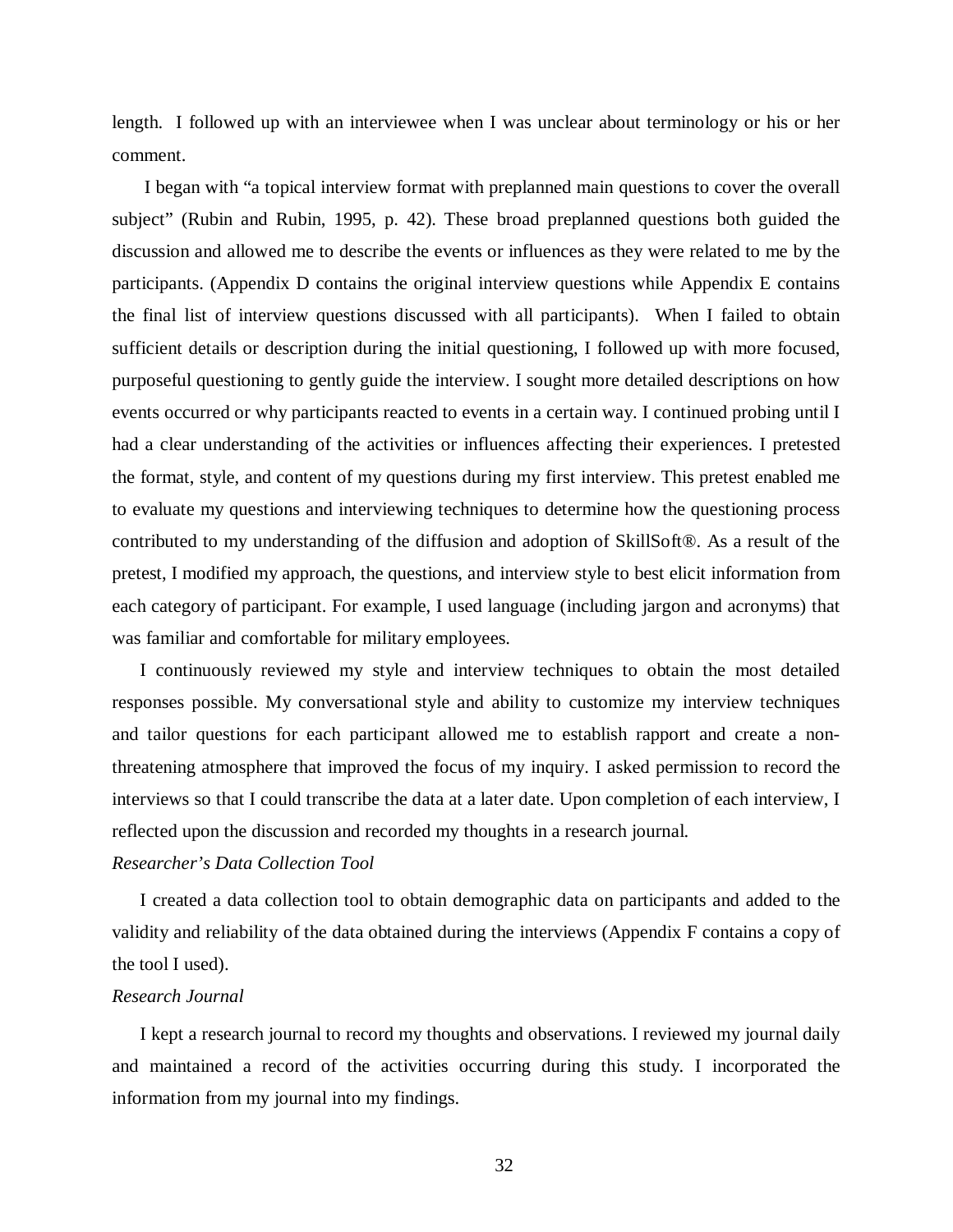length. I followed up with an interviewee when I was unclear about terminology or his or her comment.

I began with "a topical interview format with preplanned main questions to cover the overall subject" (Rubin and Rubin, 1995, p. 42). These broad preplanned questions both guided the discussion and allowed me to describe the events or influences as they were related to me by the participants. (Appendix D contains the original interview questions while Appendix E contains the final list of interview questions discussed with all participants). When I failed to obtain sufficient details or description during the initial questioning, I followed up with more focused, purposeful questioning to gently guide the interview. I sought more detailed descriptions on how events occurred or why participants reacted to events in a certain way. I continued probing until I had a clear understanding of the activities or influences affecting their experiences. I pretested the format, style, and content of my questions during my first interview. This pretest enabled me to evaluate my questions and interviewing techniques to determine how the questioning process contributed to my understanding of the diffusion and adoption of SkillSoft®. As a result of the pretest, I modified my approach, the questions, and interview style to best elicit information from each category of participant. For example, I used language (including jargon and acronyms) that was familiar and comfortable for military employees.

I continuously reviewed my style and interview techniques to obtain the most detailed responses possible. My conversational style and ability to customize my interview techniques and tailor questions for each participant allowed me to establish rapport and create a non-threatening atmosphere that improved the focus of my inquiry. I asked permission to record the interviews so that I could transcribe the data at a later date. Upon completion of each interview, I reflected upon the discussion and recorded my thoughts in a research journal.

*Researcher's Data Collection Tool*

I created a data collection tool to obtain demographic data on participants and added to the validity and reliability of the data obtained during the interviews (Appendix F contains a copy of the tool I used).

*Research Journal*

I kept a research journal to record my thoughts and observations. I reviewed my journal daily and maintained a record of the activities occurring during this study. I incorporated the information from my journal into my findings.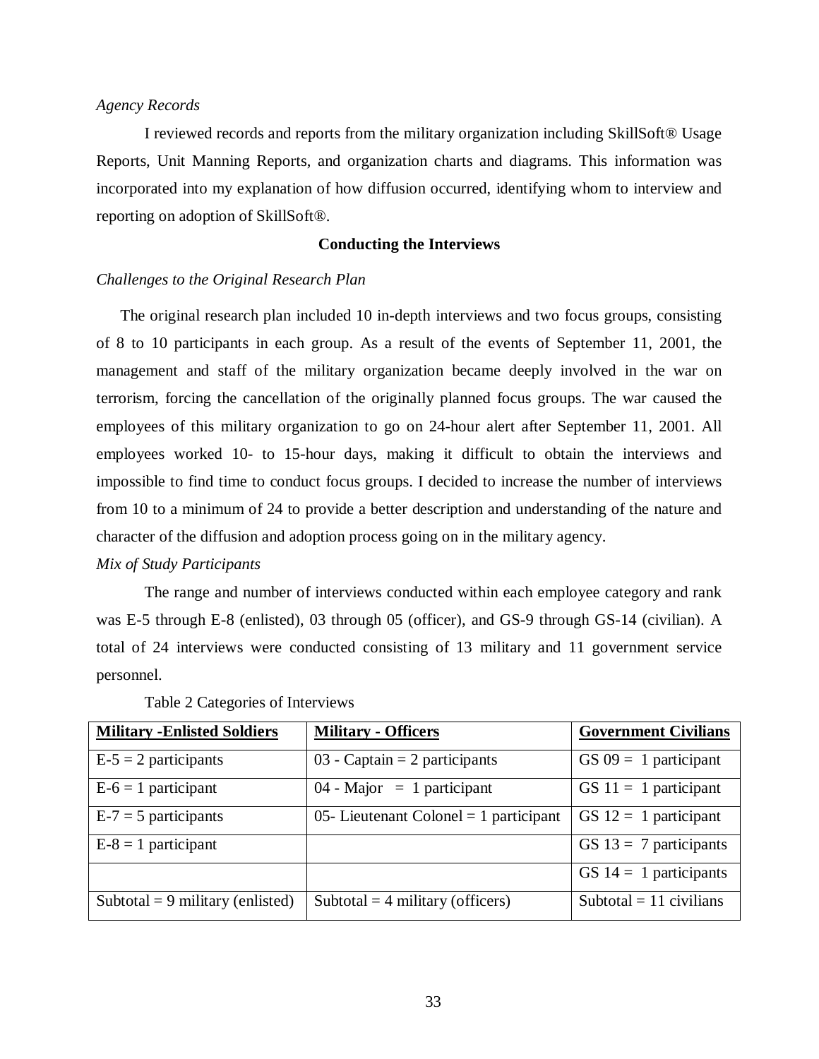*Agency Records*

I reviewed records and reports from the military organization including SkillSoft® Usage Reports, Unit Manning Reports, and organization charts and diagrams. This information was incorporated into my explanation of how diffusion occurred, identifying whom to interview and reporting on adoption of SkillSoft®.

## Conducting the Interviews

*Challenges to the Original Research Plan*

The original research plan included 10 in-depth interviews and two focus groups, consisting of 8 to 10 participants in each group. As a result of the events of September 11, 2001, the management and staff of the military organization became deeply involved in the war on terrorism, forcing the cancellation of the originally planned focus groups. The war caused the employees of this military organization to go on 24-hour alert after September 11, 2001. All employees worked 10- to 15-hour days, making it difficult to obtain the interviews and impossible to find time to conduct focus groups. I decided to increase the number of interviews from 10 to a minimum of 24 to provide a better description and understanding of the nature and character of the diffusion and adoption process going on in the military agency.

*Mix of Study Participants*

The range and number of interviews conducted within each employee category and rank was E-5 through E-8 (enlisted), 03 through 05 (officer), and GS-9 through GS-14 (civilian). A total of 24 interviews were conducted consisting of 13 military and 11 government service personnel.

Table 2 Categories of Interviews

| **Military -Enlisted Soldiers** | **Military - Officers** | **Government Civilians** |
|---|---|---|
| E-5 = 2 participants | 03 - Captain = 2 participants | GS 09 = 1 participant |
| E-6 = 1 participant | 04 - Major = 1 participant | GS 11 = 1 participant |
| E-7 = 5 participants | 05- Lieutenant Colonel = 1 participant | GS 12 = 1 participant |
| E-8 = 1 participant | | GS 13 = 7 participants |
| | | GS 14 = 1 participants |
| Subtotal = 9 military (enlisted) | Subtotal = 4 military (officers) | Subtotal = 11 civilians |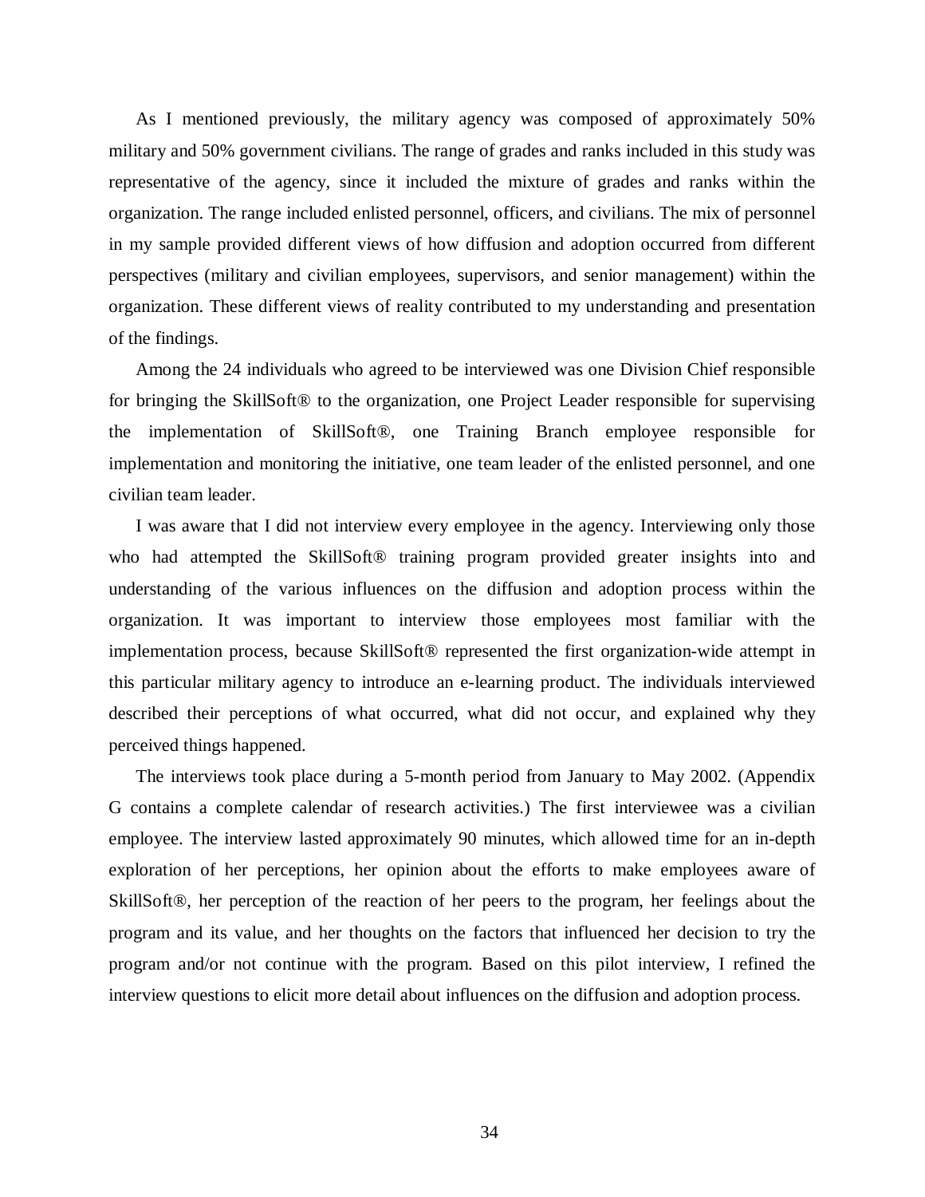As I mentioned previously, the military agency was composed of approximately 50% military and 50% government civilians. The range of grades and ranks included in this study was representative of the agency, since it included the mixture of grades and ranks within the organization. The range included enlisted personnel, officers, and civilians. The mix of personnel in my sample provided different views of how diffusion and adoption occurred from different perspectives (military and civilian employees, supervisors, and senior management) within the organization. These different views of reality contributed to my understanding and presentation of the findings.

Among the 24 individuals who agreed to be interviewed was one Division Chief responsible for bringing the SkillSoft® to the organization, one Project Leader responsible for supervising the implementation of SkillSoft®, one Training Branch employee responsible for implementation and monitoring the initiative, one team leader of the enlisted personnel, and one civilian team leader.

I was aware that I did not interview every employee in the agency. Interviewing only those who had attempted the SkillSoft® training program provided greater insights into and understanding of the various influences on the diffusion and adoption process within the organization. It was important to interview those employees most familiar with the implementation process, because SkillSoft® represented the first organization-wide attempt in this particular military agency to introduce an e-learning product. The individuals interviewed described their perceptions of what occurred, what did not occur, and explained why they perceived things happened.

The interviews took place during a 5-month period from January to May 2002. (Appendix G contains a complete calendar of research activities.) The first interviewee was a civilian employee. The interview lasted approximately 90 minutes, which allowed time for an in-depth exploration of her perceptions, her opinion about the efforts to make employees aware of SkillSoft®, her perception of the reaction of her peers to the program, her feelings about the program and its value, and her thoughts on the factors that influenced her decision to try the program and/or not continue with the program. Based on this pilot interview, I refined the interview questions to elicit more detail about influences on the diffusion and adoption process.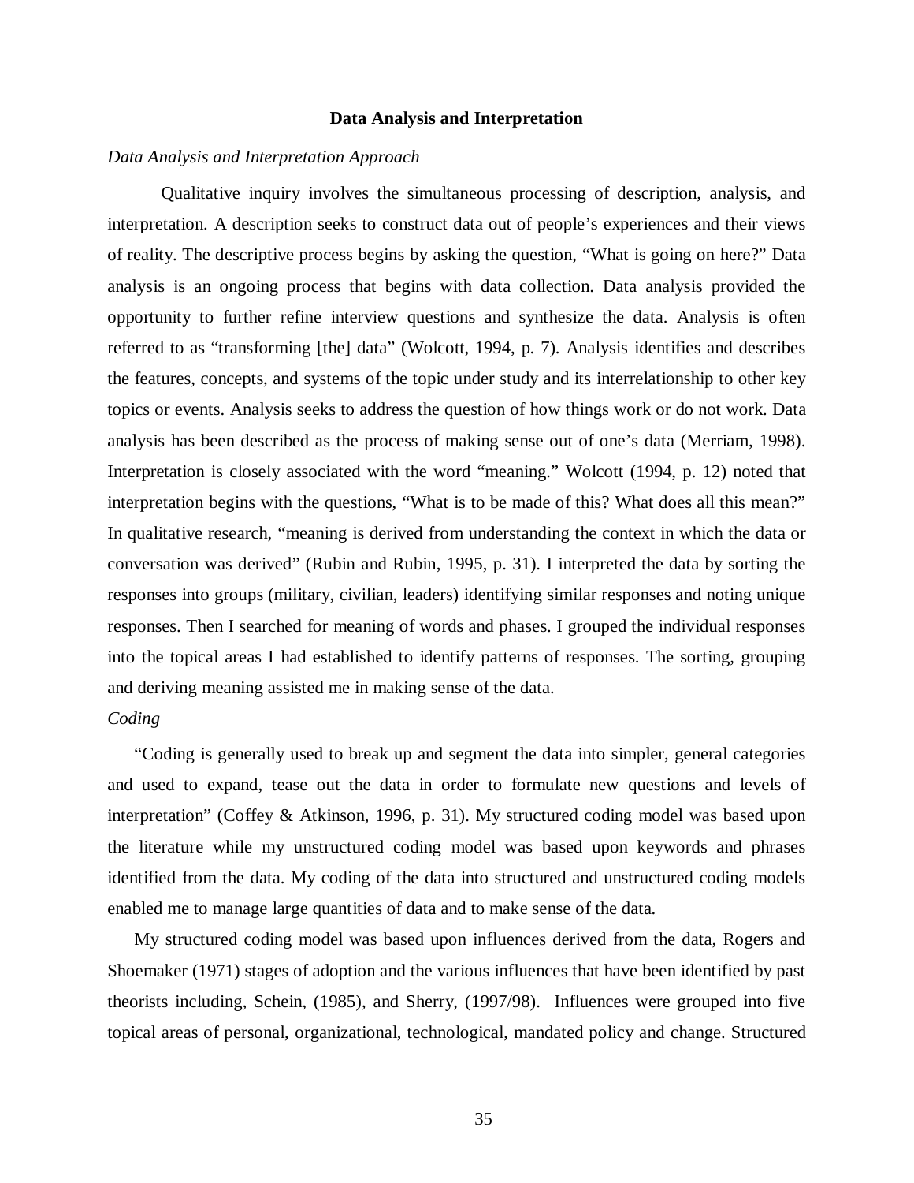## Data Analysis and Interpretation

*Data Analysis and Interpretation Approach*

Qualitative inquiry involves the simultaneous processing of description, analysis, and interpretation. A description seeks to construct data out of people's experiences and their views of reality. The descriptive process begins by asking the question, "What is going on here?" Data analysis is an ongoing process that begins with data collection. Data analysis provided the opportunity to further refine interview questions and synthesize the data. Analysis is often referred to as "transforming [the] data" (Wolcott, 1994, p. 7). Analysis identifies and describes the features, concepts, and systems of the topic under study and its interrelationship to other key topics or events. Analysis seeks to address the question of how things work or do not work. Data analysis has been described as the process of making sense out of one's data (Merriam, 1998). Interpretation is closely associated with the word "meaning." Wolcott (1994, p. 12) noted that interpretation begins with the questions, "What is to be made of this? What does all this mean?" In qualitative research, "meaning is derived from understanding the context in which the data or conversation was derived" (Rubin and Rubin, 1995, p. 31). I interpreted the data by sorting the responses into groups (military, civilian, leaders) identifying similar responses and noting unique responses. Then I searched for meaning of words and phases. I grouped the individual responses into the topical areas I had established to identify patterns of responses. The sorting, grouping and deriving meaning assisted me in making sense of the data.

*Coding*

"Coding is generally used to break up and segment the data into simpler, general categories and used to expand, tease out the data in order to formulate new questions and levels of interpretation" (Coffey & Atkinson, 1996, p. 31). My structured coding model was based upon the literature while my unstructured coding model was based upon keywords and phrases identified from the data. My coding of the data into structured and unstructured coding models enabled me to manage large quantities of data and to make sense of the data.

My structured coding model was based upon influences derived from the data, Rogers and Shoemaker (1971) stages of adoption and the various influences that have been identified by past theorists including, Schein, (1985), and Sherry, (1997/98). Influences were grouped into five topical areas of personal, organizational, technological, mandated policy and change. Structured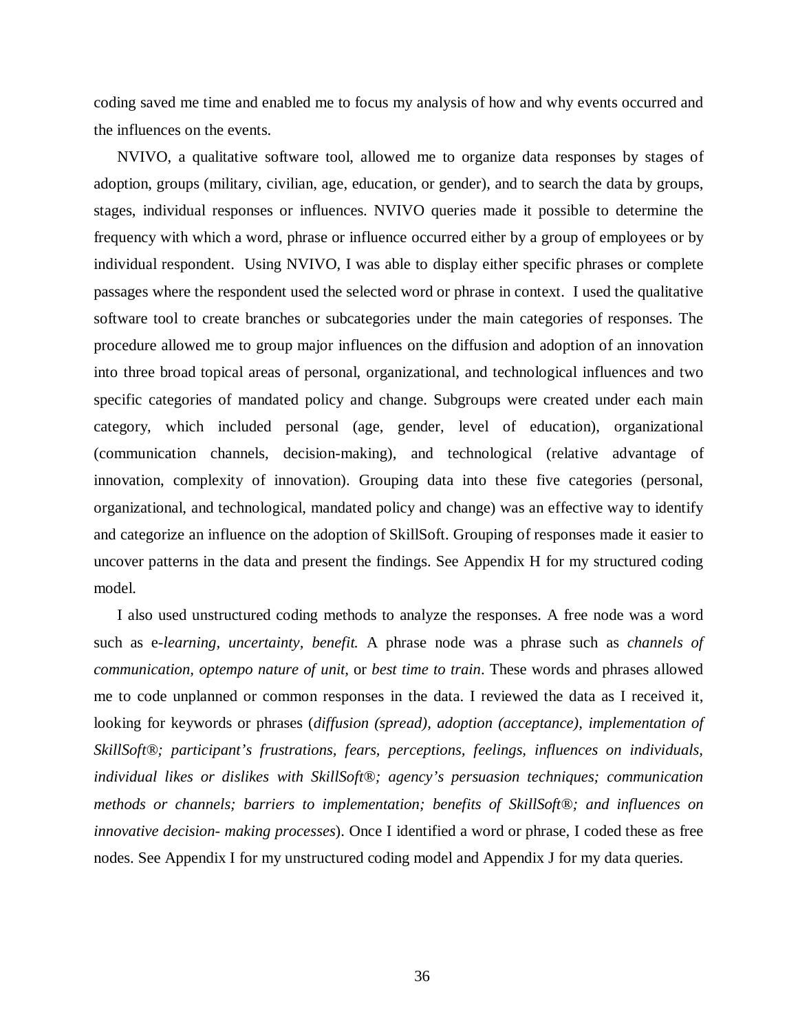coding saved me time and enabled me to focus my analysis of how and why events occurred and the influences on the events.

NVIVO, a qualitative software tool, allowed me to organize data responses by stages of adoption, groups (military, civilian, age, education, or gender), and to search the data by groups, stages, individual responses or influences. NVIVO queries made it possible to determine the frequency with which a word, phrase or influence occurred either by a group of employees or by individual respondent. Using NVIVO, I was able to display either specific phrases or complete passages where the respondent used the selected word or phrase in context. I used the qualitative software tool to create branches or subcategories under the main categories of responses. The procedure allowed me to group major influences on the diffusion and adoption of an innovation into three broad topical areas of personal, organizational, and technological influences and two specific categories of mandated policy and change. Subgroups were created under each main category, which included personal (age, gender, level of education), organizational (communication channels, decision-making), and technological (relative advantage of innovation, complexity of innovation). Grouping data into these five categories (personal, organizational, and technological, mandated policy and change) was an effective way to identify and categorize an influence on the adoption of SkillSoft. Grouping of responses made it easier to uncover patterns in the data and present the findings. See Appendix H for my structured coding model.

I also used unstructured coding methods to analyze the responses. A free node was a word such as e-*learning*, *uncertainty*, *benefit*. A phrase node was a phrase such as *channels of communication*, *optempo nature of unit*, or *best time to train*. These words and phrases allowed me to code unplanned or common responses in the data. I reviewed the data as I received it, looking for keywords or phrases (*diffusion (spread), adoption (acceptance), implementation of SkillSoft®; participant's frustrations, fears, perceptions, feelings, influences on individuals, individual likes or dislikes with SkillSoft®; agency's persuasion techniques; communication methods or channels; barriers to implementation; benefits of SkillSoft®; and influences on innovative decision- making processes*). Once I identified a word or phrase, I coded these as free nodes. See Appendix I for my unstructured coding model and Appendix J for my data queries.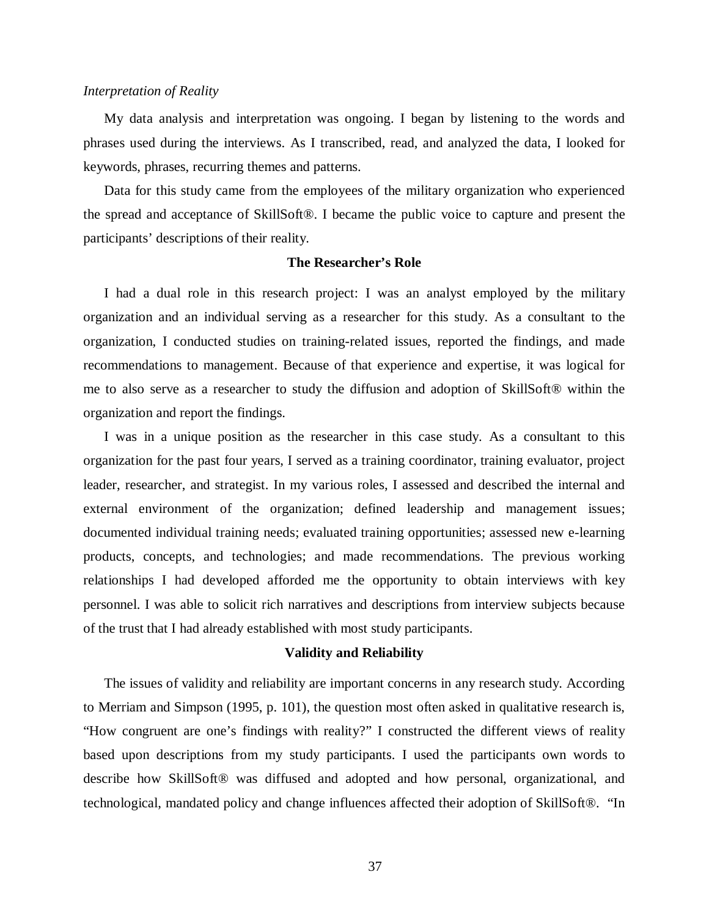*Interpretation of Reality*

My data analysis and interpretation was ongoing. I began by listening to the words and phrases used during the interviews. As I transcribed, read, and analyzed the data, I looked for keywords, phrases, recurring themes and patterns.

Data for this study came from the employees of the military organization who experienced the spread and acceptance of SkillSoft®. I became the public voice to capture and present the participants' descriptions of their reality.

## The Researcher's Role

I had a dual role in this research project: I was an analyst employed by the military organization and an individual serving as a researcher for this study. As a consultant to the organization, I conducted studies on training-related issues, reported the findings, and made recommendations to management. Because of that experience and expertise, it was logical for me to also serve as a researcher to study the diffusion and adoption of SkillSoft® within the organization and report the findings.

I was in a unique position as the researcher in this case study. As a consultant to this organization for the past four years, I served as a training coordinator, training evaluator, project leader, researcher, and strategist. In my various roles, I assessed and described the internal and external environment of the organization; defined leadership and management issues; documented individual training needs; evaluated training opportunities; assessed new e-learning products, concepts, and technologies; and made recommendations. The previous working relationships I had developed afforded me the opportunity to obtain interviews with key personnel. I was able to solicit rich narratives and descriptions from interview subjects because of the trust that I had already established with most study participants.

## Validity and Reliability

The issues of validity and reliability are important concerns in any research study. According to Merriam and Simpson (1995, p. 101), the question most often asked in qualitative research is, "How congruent are one's findings with reality?" I constructed the different views of reality based upon descriptions from my study participants. I used the participants own words to describe how SkillSoft® was diffused and adopted and how personal, organizational, and technological, mandated policy and change influences affected their adoption of SkillSoft®. "In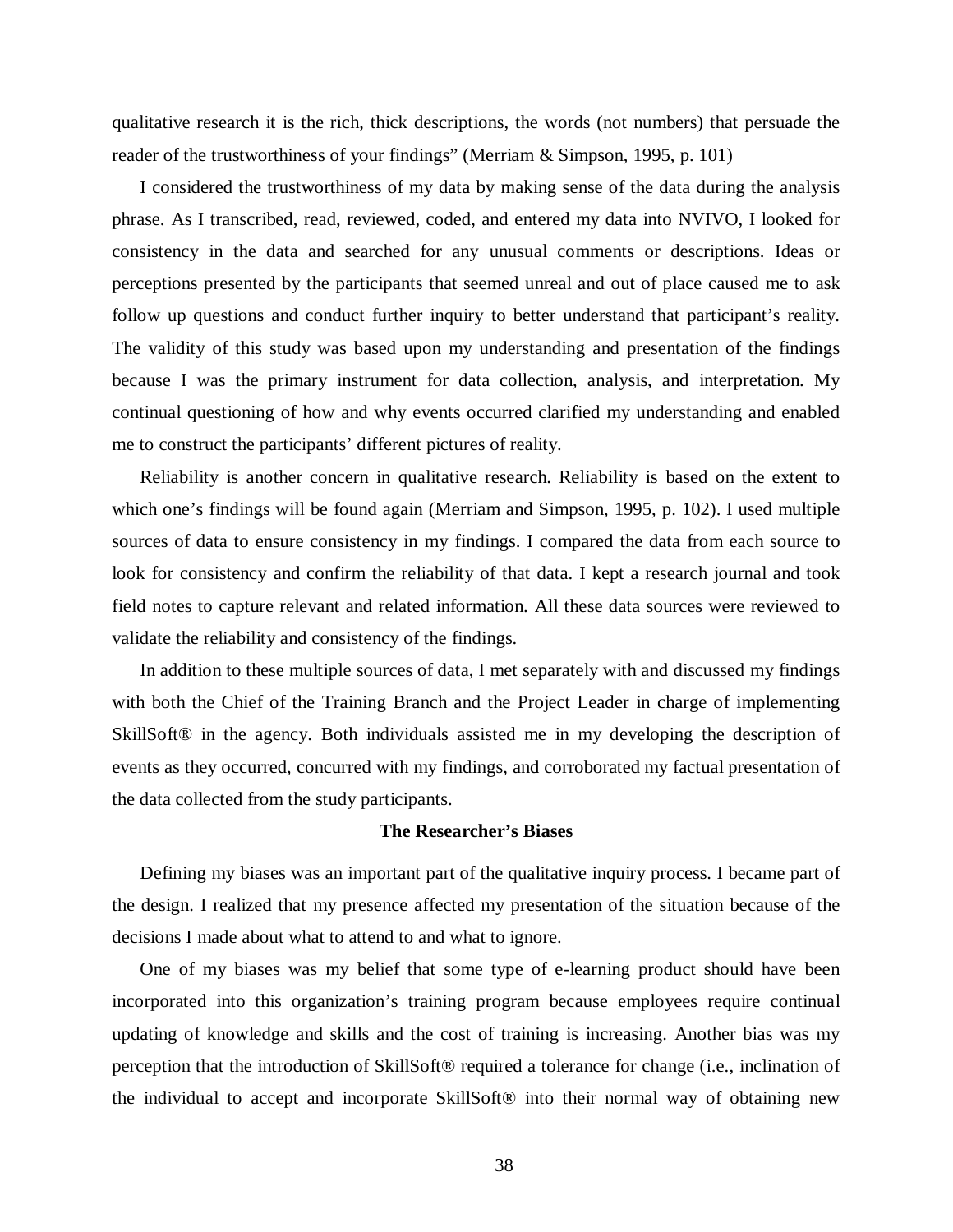qualitative research it is the rich, thick descriptions, the words (not numbers) that persuade the reader of the trustworthiness of your findings" (Merriam & Simpson, 1995, p. 101)

I considered the trustworthiness of my data by making sense of the data during the analysis phrase. As I transcribed, read, reviewed, coded, and entered my data into NVIVO, I looked for consistency in the data and searched for any unusual comments or descriptions. Ideas or perceptions presented by the participants that seemed unreal and out of place caused me to ask follow up questions and conduct further inquiry to better understand that participant's reality. The validity of this study was based upon my understanding and presentation of the findings because I was the primary instrument for data collection, analysis, and interpretation. My continual questioning of how and why events occurred clarified my understanding and enabled me to construct the participants' different pictures of reality.

Reliability is another concern in qualitative research. Reliability is based on the extent to which one's findings will be found again (Merriam and Simpson, 1995, p. 102). I used multiple sources of data to ensure consistency in my findings. I compared the data from each source to look for consistency and confirm the reliability of that data. I kept a research journal and took field notes to capture relevant and related information. All these data sources were reviewed to validate the reliability and consistency of the findings.

In addition to these multiple sources of data, I met separately with and discussed my findings with both the Chief of the Training Branch and the Project Leader in charge of implementing SkillSoft® in the agency. Both individuals assisted me in my developing the description of events as they occurred, concurred with my findings, and corroborated my factual presentation of the data collected from the study participants.

## The Researcher's Biases

Defining my biases was an important part of the qualitative inquiry process. I became part of the design. I realized that my presence affected my presentation of the situation because of the decisions I made about what to attend to and what to ignore.

One of my biases was my belief that some type of e-learning product should have been incorporated into this organization's training program because employees require continual updating of knowledge and skills and the cost of training is increasing. Another bias was my perception that the introduction of SkillSoft® required a tolerance for change (i.e., inclination of the individual to accept and incorporate SkillSoft® into their normal way of obtaining new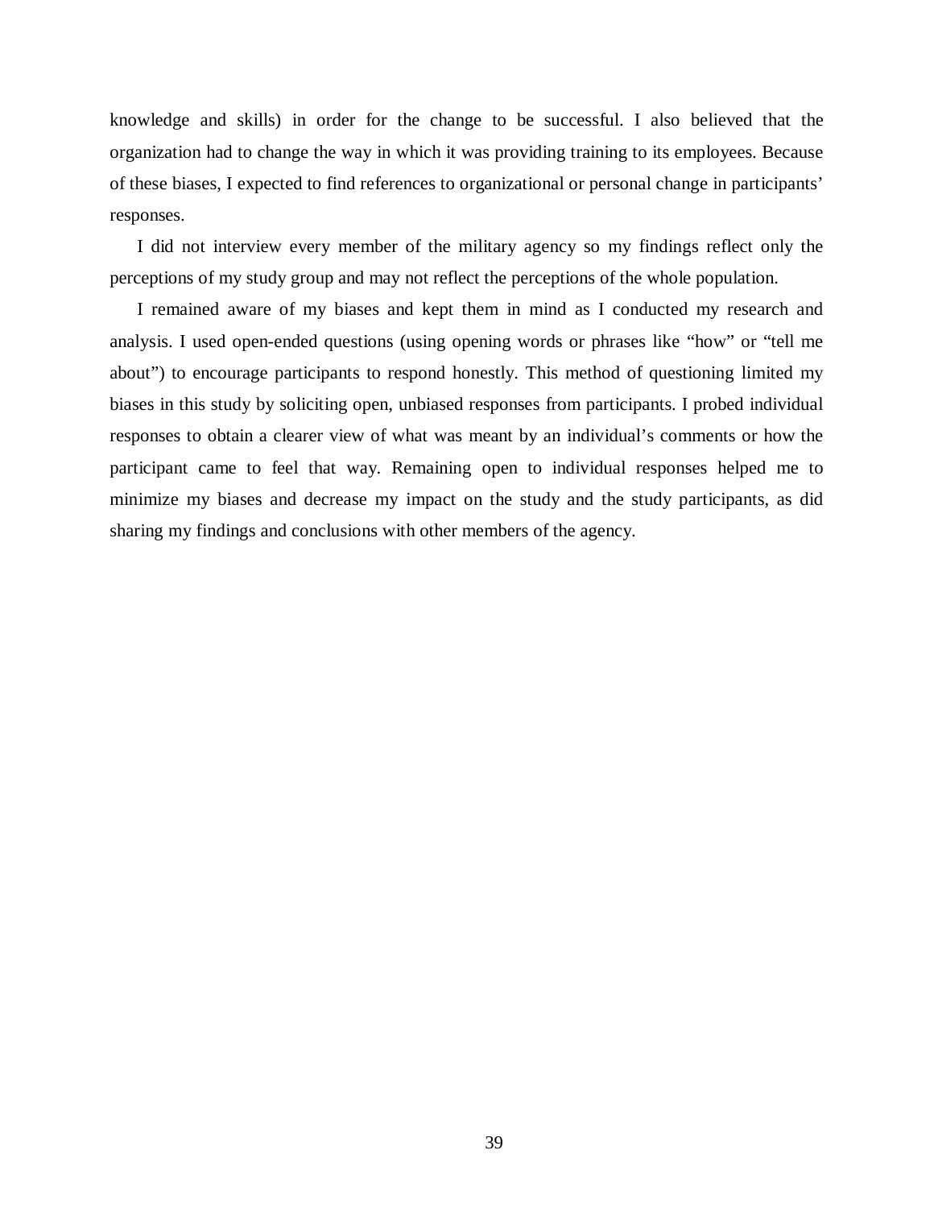knowledge and skills) in order for the change to be successful. I also believed that the organization had to change the way in which it was providing training to its employees. Because of these biases, I expected to find references to organizational or personal change in participants' responses.

I did not interview every member of the military agency so my findings reflect only the perceptions of my study group and may not reflect the perceptions of the whole population.

I remained aware of my biases and kept them in mind as I conducted my research and analysis. I used open-ended questions (using opening words or phrases like "how" or "tell me about") to encourage participants to respond honestly. This method of questioning limited my biases in this study by soliciting open, unbiased responses from participants. I probed individual responses to obtain a clearer view of what was meant by an individual's comments or how the participant came to feel that way. Remaining open to individual responses helped me to minimize my biases and decrease my impact on the study and the study participants, as did sharing my findings and conclusions with other members of the agency.